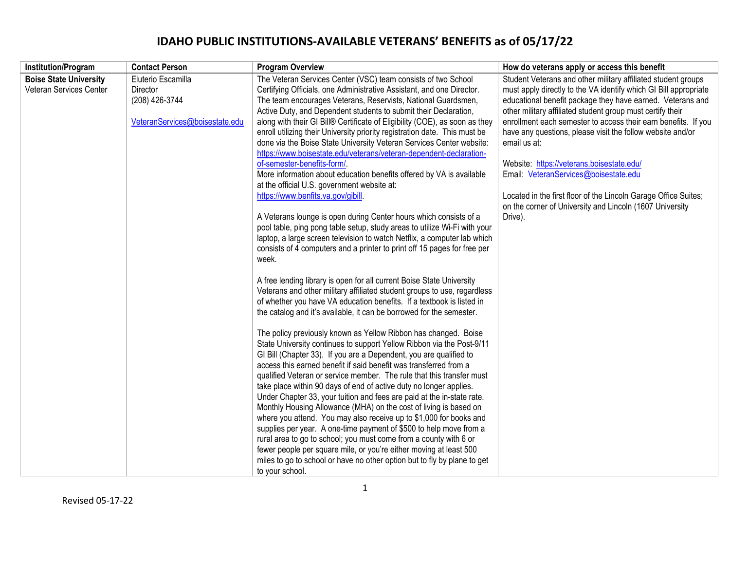# IDAHO PUBLIC INSTITUTIONS-AVAILABLE VETERANS' BENEFITS as of 05/17/22

| Institution/Program | Contact Person | Program Overview | How do veterans apply or access this benefit |
|---|---|---|---|
| **Boise State University** Veteran Services Center | Eluterio Escamilla<br>Director<br>(208) 426-3744<br><br>VeteranServices@boisestate.edu | The Veteran Services Center (VSC) team consists of two School Certifying Officials, one Administrative Assistant, and one Director. The team encourages Veterans, Reservists, National Guardsmen, Active Duty, and Dependent students to submit their Declaration, along with their GI Bill® Certificate of Eligibility (COE), as soon as they enroll utilizing their University priority registration date. This must be done via the Boise State University Veteran Services Center website: https://www.boisestate.edu/veterans/veteran-dependent-declaration-of-semester-benefits-form/.<br>More information about education benefits offered by VA is available at the official U.S. government website at: https://www.benfits.va.gov/gibill.<br><br>A Veterans lounge is open during Center hours which consists of a pool table, ping pong table setup, study areas to utilize Wi-Fi with your laptop, a large screen television to watch Netflix, a computer lab which consists of 4 computers and a printer to print off 15 pages for free per week.<br><br>A free lending library is open for all current Boise State University Veterans and other military affiliated student groups to use, regardless of whether you have VA education benefits. If a textbook is listed in the catalog and it's available, it can be borrowed for the semester.<br><br>The policy previously known as Yellow Ribbon has changed. Boise State University continues to support Yellow Ribbon via the Post-9/11 GI Bill (Chapter 33). If you are a Dependent, you are qualified to access this earned benefit if said benefit was transferred from a qualified Veteran or service member. The rule that this transfer must take place within 90 days of end of active duty no longer applies. Under Chapter 33, your tuition and fees are paid at the in-state rate. Monthly Housing Allowance (MHA) on the cost of living is based on where you attend. You may also receive up to $1,000 for books and supplies per year. A one-time payment of $500 to help move from a rural area to go to school; you must come from a county with 6 or fewer people per square mile, or you're either moving at least 500 miles to go to school or have no other option but to fly by plane to get to your school. | Student Veterans and other military affiliated student groups must apply directly to the VA identify which GI Bill appropriate educational benefit package they have earned. Veterans and other military affiliated student group must certify their enrollment each semester to access their earn benefits. If you have any questions, please visit the follow website and/or email us at:<br><br>Website: https://veterans.boisestate.edu/<br>Email: VeteranServices@boisestate.edu<br><br>Located in the first floor of the Lincoln Garage Office Suites; on the corner of University and Lincoln (1607 University Drive). |

Revised 05-17-22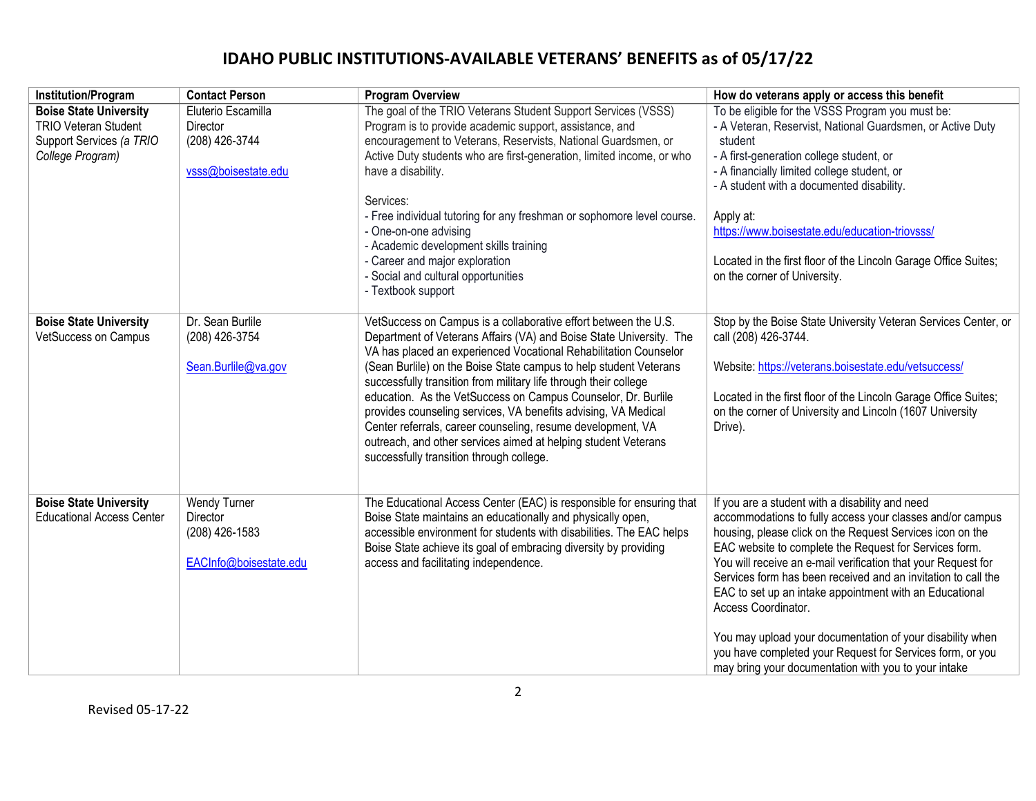# IDAHO PUBLIC INSTITUTIONS-AVAILABLE VETERANS' BENEFITS as of 05/17/22

| Institution/Program | Contact Person | Program Overview | How do veterans apply or access this benefit |
|---|---|---|---|
| **Boise State University** TRIO Veteran Student Support Services *(a TRIO College Program)* | Eluterio Escamilla<br>Director<br>(208) 426-3744<br><br>vsss@boisestate.edu | The goal of the TRIO Veterans Student Support Services (VSSS) Program is to provide academic support, assistance, and encouragement to Veterans, Reservists, National Guardsmen, or Active Duty students who are first-generation, limited income, or who have a disability.<br><br>Services:<br>- Free individual tutoring for any freshman or sophomore level course.<br>- One-on-one advising<br>- Academic development skills training<br>- Career and major exploration<br>- Social and cultural opportunities<br>- Textbook support | To be eligible for the VSSS Program you must be:<br>- A Veteran, Reservist, National Guardsmen, or Active Duty student<br>- A first-generation college student, or<br>- A financially limited college student, or<br>- A student with a documented disability.<br><br>Apply at:<br>https://www.boisestate.edu/education-triovsss/<br><br>Located in the first floor of the Lincoln Garage Office Suites; on the corner of University. |
| **Boise State University** VetSuccess on Campus | Dr. Sean Burlile<br>(208) 426-3754<br><br>Sean.Burlile@va.gov | VetSuccess on Campus is a collaborative effort between the U.S. Department of Veterans Affairs (VA) and Boise State University. The VA has placed an experienced Vocational Rehabilitation Counselor (Sean Burlile) on the Boise State campus to help student Veterans successfully transition from military life through their college education. As the VetSuccess on Campus Counselor, Dr. Burlile provides counseling services, VA benefits advising, VA Medical Center referrals, career counseling, resume development, VA outreach, and other services aimed at helping student Veterans successfully transition through college. | Stop by the Boise State University Veteran Services Center, or call (208) 426-3744.<br><br>Website: https://veterans.boisestate.edu/vetsuccess/<br><br>Located in the first floor of the Lincoln Garage Office Suites; on the corner of University and Lincoln (1607 University Drive). |
| **Boise State University** Educational Access Center | Wendy Turner<br>Director<br>(208) 426-1583<br><br>EACInfo@boisestate.edu | The Educational Access Center (EAC) is responsible for ensuring that Boise State maintains an educationally and physically open, accessible environment for students with disabilities. The EAC helps Boise State achieve its goal of embracing diversity by providing access and facilitating independence. | If you are a student with a disability and need accommodations to fully access your classes and/or campus housing, please click on the Request Services icon on the EAC website to complete the Request for Services form. You will receive an e-mail verification that your Request for Services form has been received and an invitation to call the EAC to set up an intake appointment with an Educational Access Coordinator.<br><br>You may upload your documentation of your disability when you have completed your Request for Services form, or you may bring your documentation with you to your intake |

Revised 05-17-22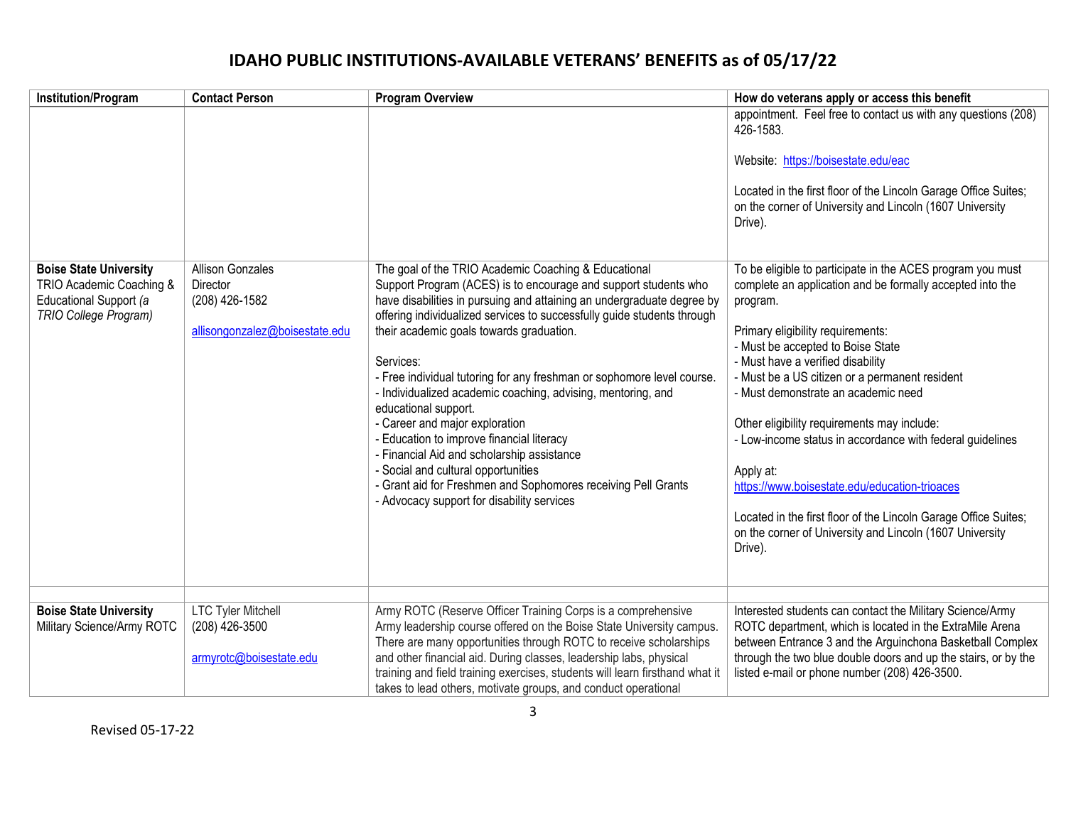# IDAHO PUBLIC INSTITUTIONS-AVAILABLE VETERANS' BENEFITS as of 05/17/22

| Institution/Program | Contact Person | Program Overview | How do veterans apply or access this benefit |
|---|---|---|---|
| | | | appointment. Feel free to contact us with any questions (208) 426-1583.<br><br>Website: https://boisestate.edu/eac<br><br>Located in the first floor of the Lincoln Garage Office Suites; on the corner of University and Lincoln (1607 University Drive). |
| **Boise State University** TRIO Academic Coaching & Educational Support *(a TRIO College Program)* | Allison Gonzales<br>Director<br>(208) 426-1582<br><br>allisongonzalez@boisestate.edu | The goal of the TRIO Academic Coaching & Educational Support Program (ACES) is to encourage and support students who have disabilities in pursuing and attaining an undergraduate degree by offering individualized services to successfully guide students through their academic goals towards graduation.<br><br>Services:<br>- Free individual tutoring for any freshman or sophomore level course.<br>- Individualized academic coaching, advising, mentoring, and educational support.<br>- Career and major exploration<br>- Education to improve financial literacy<br>- Financial Aid and scholarship assistance<br>- Social and cultural opportunities<br>- Grant aid for Freshmen and Sophomores receiving Pell Grants<br>- Advocacy support for disability services | To be eligible to participate in the ACES program you must complete an application and be formally accepted into the program.<br><br>Primary eligibility requirements:<br>- Must be accepted to Boise State<br>- Must have a verified disability<br>- Must be a US citizen or a permanent resident<br>- Must demonstrate an academic need<br><br>Other eligibility requirements may include:<br>- Low-income status in accordance with federal guidelines<br><br>Apply at:<br>https://www.boisestate.edu/education-trioaces<br><br>Located in the first floor of the Lincoln Garage Office Suites; on the corner of University and Lincoln (1607 University Drive). |
| | | | |
| **Boise State University** Military Science/Army ROTC | LTC Tyler Mitchell<br>(208) 426-3500<br><br>armyrotc@boisestate.edu | Army ROTC (Reserve Officer Training Corps is a comprehensive Army leadership course offered on the Boise State University campus. There are many opportunities through ROTC to receive scholarships and other financial aid. During classes, leadership labs, physical training and field training exercises, students will learn firsthand what it takes to lead others, motivate groups, and conduct operational | Interested students can contact the Military Science/Army ROTC department, which is located in the ExtraMile Arena between Entrance 3 and the Arguinchona Basketball Complex through the two blue double doors and up the stairs, or by the listed e-mail or phone number (208) 426-3500. |

Revised 05-17-22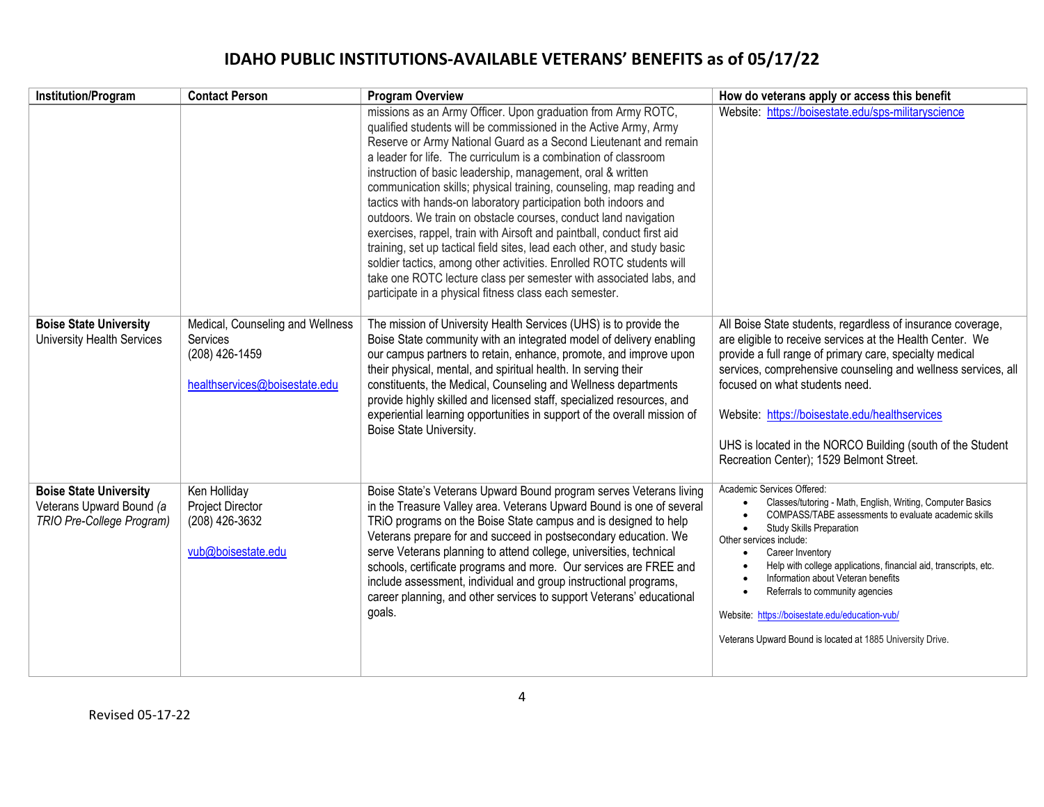# IDAHO PUBLIC INSTITUTIONS-AVAILABLE VETERANS' BENEFITS as of 05/17/22

| Institution/Program | Contact Person | Program Overview | How do veterans apply or access this benefit |
|---|---|---|---|
| | | missions as an Army Officer. Upon graduation from Army ROTC, qualified students will be commissioned in the Active Army, Army Reserve or Army National Guard as a Second Lieutenant and remain a leader for life. The curriculum is a combination of classroom instruction of basic leadership, management, oral & written communication skills; physical training, counseling, map reading and tactics with hands-on laboratory participation both indoors and outdoors. We train on obstacle courses, conduct land navigation exercises, rappel, train with Airsoft and paintball, conduct first aid training, set up tactical field sites, lead each other, and study basic soldier tactics, among other activities. Enrolled ROTC students will take one ROTC lecture class per semester with associated labs, and participate in a physical fitness class each semester. | Website: https://boisestate.edu/sps-militaryscience |
| **Boise State University** University Health Services | Medical, Counseling and Wellness Services<br>(208) 426-1459<br><br>healthservices@boisestate.edu | The mission of University Health Services (UHS) is to provide the Boise State community with an integrated model of delivery enabling our campus partners to retain, enhance, promote, and improve upon their physical, mental, and spiritual health. In serving their constituents, the Medical, Counseling and Wellness departments provide highly skilled and licensed staff, specialized resources, and experiential learning opportunities in support of the overall mission of Boise State University. | All Boise State students, regardless of insurance coverage, are eligible to receive services at the Health Center. We provide a full range of primary care, specialty medical services, comprehensive counseling and wellness services, all focused on what students need.<br><br>Website: https://boisestate.edu/healthservices<br><br>UHS is located in the NORCO Building (south of the Student Recreation Center); 1529 Belmont Street. |
| **Boise State University** Veterans Upward Bound *(a TRIO Pre-College Program)* | Ken Holliday<br>Project Director<br>(208) 426-3632<br><br>vub@boisestate.edu | Boise State's Veterans Upward Bound program serves Veterans living in the Treasure Valley area. Veterans Upward Bound is one of several TRiO programs on the Boise State campus and is designed to help Veterans prepare for and succeed in postsecondary education. We serve Veterans planning to attend college, universities, technical schools, certificate programs and more. Our services are FREE and include assessment, individual and group instructional programs, career planning, and other services to support Veterans' educational goals. | Academic Services Offered:<br>• Classes/tutoring - Math, English, Writing, Computer Basics<br>• COMPASS/TABE assessments to evaluate academic skills<br>• Study Skills Preparation<br>Other services include:<br>• Career Inventory<br>• Help with college applications, financial aid, transcripts, etc.<br>• Information about Veteran benefits<br>• Referrals to community agencies<br><br>Website: https://boisestate.edu/education-vub/<br><br>Veterans Upward Bound is located at 1885 University Drive. |

Revised 05-17-22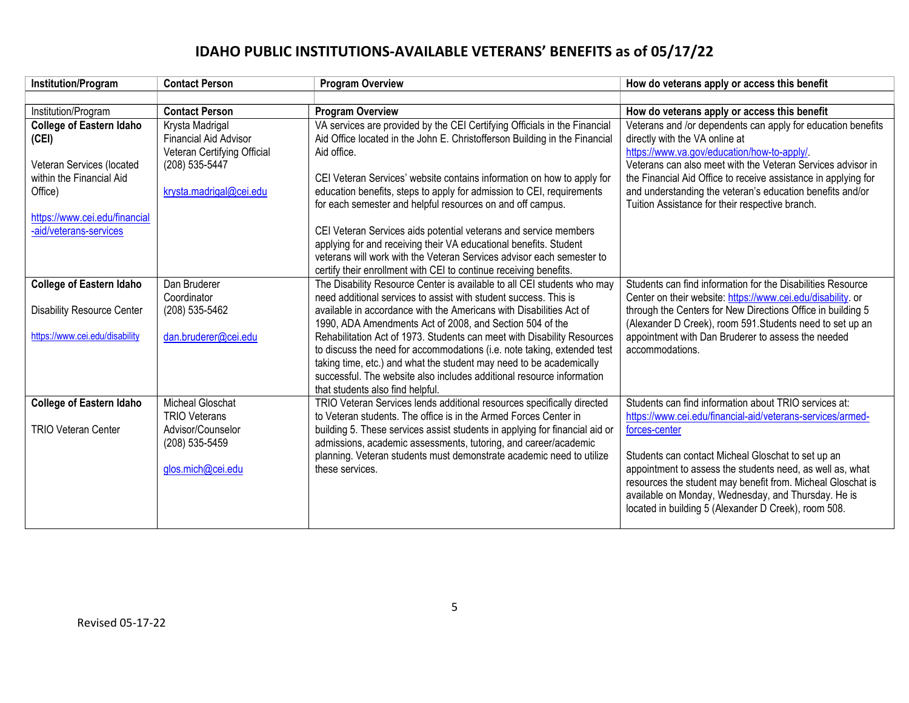# IDAHO PUBLIC INSTITUTIONS-AVAILABLE VETERANS' BENEFITS as of 05/17/22

| Institution/Program | Contact Person | Program Overview | How do veterans apply or access this benefit |
|---|---|---|---|
| Institution/Program | **Contact Person** | **Program Overview** | **How do veterans apply or access this benefit** |
| **College of Eastern Idaho (CEI)**<br><br>Veteran Services (located within the Financial Aid Office)<br><br>https://www.cei.edu/financial-aid/veterans-services | Krysta Madrigal<br>Financial Aid Advisor<br>Veteran Certifying Official<br>(208) 535-5447<br><br>krysta.madrigal@cei.edu | VA services are provided by the CEI Certifying Officials in the Financial Aid Office located in the John E. Christofferson Building in the Financial Aid office.<br><br>CEI Veteran Services' website contains information on how to apply for education benefits, steps to apply for admission to CEI, requirements for each semester and helpful resources on and off campus.<br><br>CEI Veteran Services aids potential veterans and service members applying for and receiving their VA educational benefits. Student veterans will work with the Veteran Services advisor each semester to certify their enrollment with CEI to continue receiving benefits. | Veterans and /or dependents can apply for education benefits directly with the VA online at https://www.va.gov/education/how-to-apply/.<br>Veterans can also meet with the Veteran Services advisor in the Financial Aid Office to receive assistance in applying for and understanding the veteran's education benefits and/or Tuition Assistance for their respective branch. |
| **College of Eastern Idaho**<br><br>Disability Resource Center<br><br>https://www.cei.edu/disability | Dan Bruderer<br>Coordinator<br>(208) 535-5462<br><br>dan.bruderer@cei.edu | The Disability Resource Center is available to all CEI students who may need additional services to assist with student success. This is available in accordance with the Americans with Disabilities Act of 1990, ADA Amendments Act of 2008, and Section 504 of the Rehabilitation Act of 1973. Students can meet with Disability Resources to discuss the need for accommodations (i.e. note taking, extended test taking time, etc.) and what the student may need to be academically successful. The website also includes additional resource information that students also find helpful. | Students can find information for the Disabilities Resource Center on their website: https://www.cei.edu/disability. or through the Centers for New Directions Office in building 5 (Alexander D Creek), room 591.Students need to set up an appointment with Dan Bruderer to assess the needed accommodations. |
| **College of Eastern Idaho**<br><br>TRIO Veteran Center | Micheal Gloschat<br>TRIO Veterans Advisor/Counselor<br>(208) 535-5459<br><br>glos.mich@cei.edu | TRIO Veteran Services lends additional resources specifically directed to Veteran students. The office is in the Armed Forces Center in building 5. These services assist students in applying for financial aid or admissions, academic assessments, tutoring, and career/academic planning. Veteran students must demonstrate academic need to utilize these services. | Students can find information about TRIO services at: https://www.cei.edu/financial-aid/veterans-services/armed-forces-center<br><br>Students can contact Micheal Gloschat to set up an appointment to assess the students need, as well as, what resources the student may benefit from. Micheal Gloschat is available on Monday, Wednesday, and Thursday. He is located in building 5 (Alexander D Creek), room 508. |

Revised 05-17-22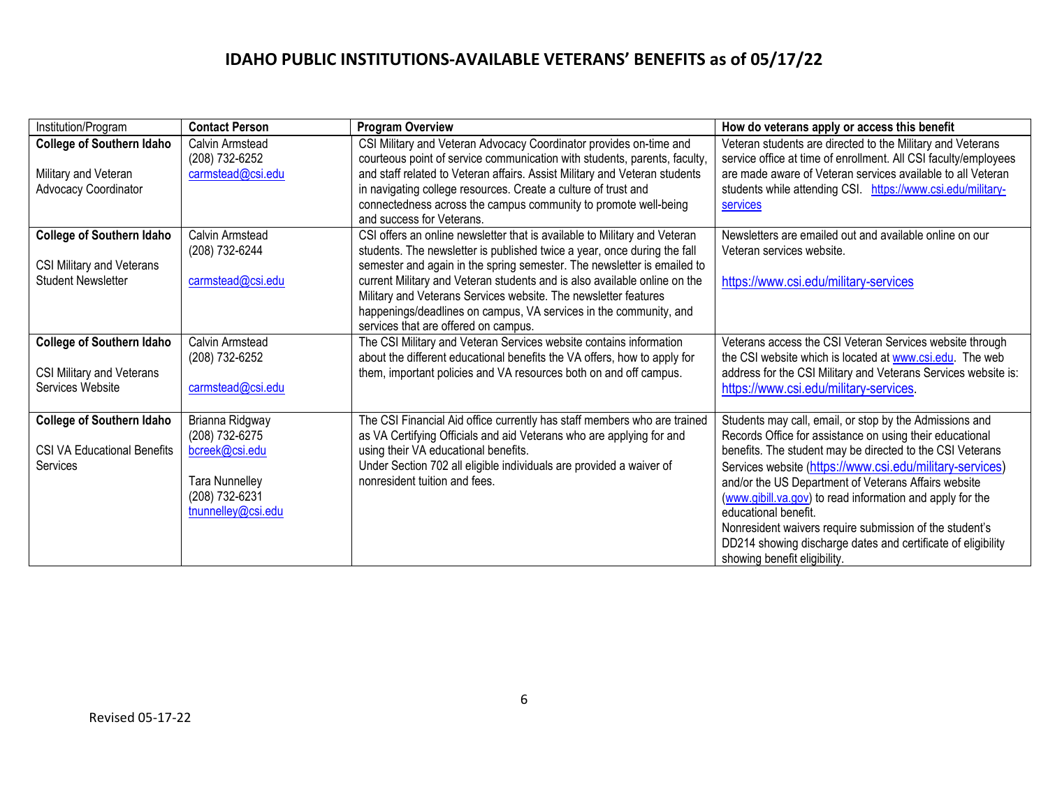# IDAHO PUBLIC INSTITUTIONS-AVAILABLE VETERANS' BENEFITS as of 05/17/22

| Institution/Program | **Contact Person** | **Program Overview** | **How do veterans apply or access this benefit** |
|---|---|---|---|
| **College of Southern Idaho**<br><br>Military and Veteran Advocacy Coordinator | Calvin Armstead<br>(208) 732-6252<br>carmstead@csi.edu | CSI Military and Veteran Advocacy Coordinator provides on-time and courteous point of service communication with students, parents, faculty, and staff related to Veteran affairs. Assist Military and Veteran students in navigating college resources. Create a culture of trust and connectedness across the campus community to promote well-being and success for Veterans. | Veteran students are directed to the Military and Veterans service office at time of enrollment. All CSI faculty/employees are made aware of Veteran services available to all Veteran students while attending CSI. https://www.csi.edu/military-services |
| **College of Southern Idaho**<br><br>CSI Military and Veterans Student Newsletter | Calvin Armstead<br>(208) 732-6244<br><br>carmstead@csi.edu | CSI offers an online newsletter that is available to Military and Veteran students. The newsletter is published twice a year, once during the fall semester and again in the spring semester. The newsletter is emailed to current Military and Veteran students and is also available online on the Military and Veterans Services website. The newsletter features happenings/deadlines on campus, VA services in the community, and services that are offered on campus. | Newsletters are emailed out and available online on our Veteran services website.<br><br>https://www.csi.edu/military-services |
| **College of Southern Idaho**<br><br>CSI Military and Veterans Services Website | Calvin Armstead<br>(208) 732-6252<br><br>carmstead@csi.edu | The CSI Military and Veteran Services website contains information about the different educational benefits the VA offers, how to apply for them, important policies and VA resources both on and off campus. | Veterans access the CSI Veteran Services website through the CSI website which is located at www.csi.edu. The web address for the CSI Military and Veterans Services website is: https://www.csi.edu/military-services. |
| **College of Southern Idaho**<br><br>CSI VA Educational Benefits Services | Brianna Ridgway<br>(208) 732-6275<br>bcreek@csi.edu<br><br>Tara Nunnelley<br>(208) 732-6231<br>tnunnelley@csi.edu | The CSI Financial Aid office currently has staff members who are trained as VA Certifying Officials and aid Veterans who are applying for and using their VA educational benefits.<br>Under Section 702 all eligible individuals are provided a waiver of nonresident tuition and fees. | Students may call, email, or stop by the Admissions and Records Office for assistance on using their educational benefits. The student may be directed to the CSI Veterans Services website (https://www.csi.edu/military-services) and/or the US Department of Veterans Affairs website (www.gibill.va.gov) to read information and apply for the educational benefit.<br>Nonresident waivers require submission of the student's DD214 showing discharge dates and certificate of eligibility showing benefit eligibility. |

Revised 05-17-22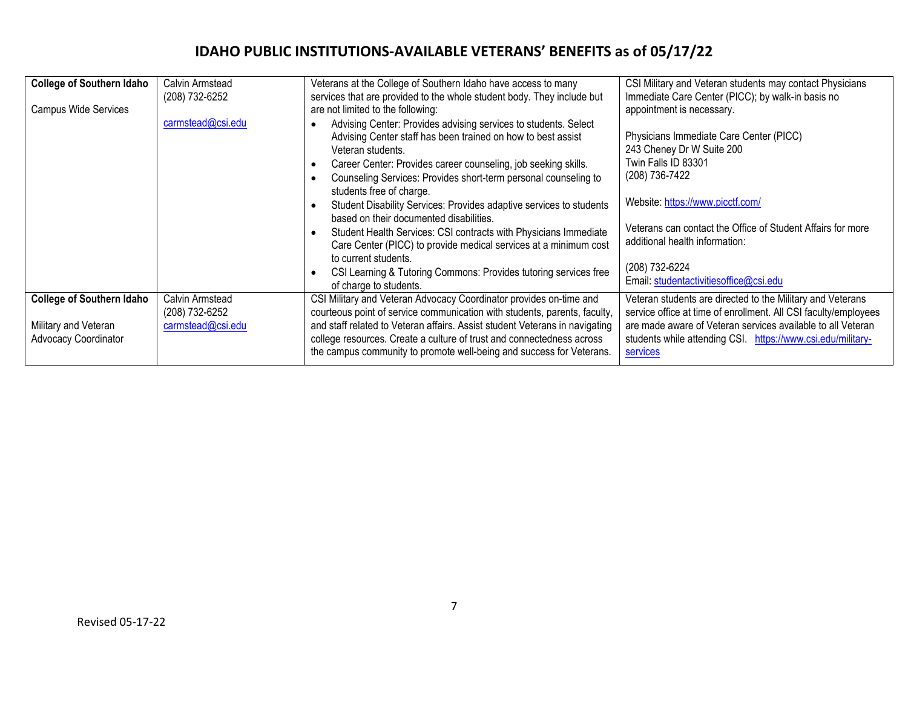# IDAHO PUBLIC INSTITUTIONS-AVAILABLE VETERANS' BENEFITS as of 05/17/22

| | | | |
|---|---|---|---|
| **College of Southern Idaho**<br><br>Campus Wide Services | Calvin Armstead<br>(208) 732-6252<br><br>carmstead@csi.edu | Veterans at the College of Southern Idaho have access to many services that are provided to the whole student body. They include but are not limited to the following:<br>• Advising Center: Provides advising services to students. Select Advising Center staff has been trained on how to best assist Veteran students.<br>• Career Center: Provides career counseling, job seeking skills.<br>• Counseling Services: Provides short-term personal counseling to students free of charge.<br>• Student Disability Services: Provides adaptive services to students based on their documented disabilities.<br>• Student Health Services: CSI contracts with Physicians Immediate Care Center (PICC) to provide medical services at a minimum cost to current students.<br>• CSI Learning & Tutoring Commons: Provides tutoring services free of charge to students. | CSI Military and Veteran students may contact Physicians Immediate Care Center (PICC); by walk-in basis no appointment is necessary.<br><br>Physicians Immediate Care Center (PICC)<br>243 Cheney Dr W Suite 200<br>Twin Falls ID 83301<br>(208) 736-7422<br><br>Website: https://www.picctf.com/<br><br>Veterans can contact the Office of Student Affairs for more additional health information:<br><br>(208) 732-6224<br>Email: studentactivitiesoffice@csi.edu |
| **College of Southern Idaho**<br><br>Military and Veteran Advocacy Coordinator | Calvin Armstead<br>(208) 732-6252<br>carmstead@csi.edu | CSI Military and Veteran Advocacy Coordinator provides on-time and courteous point of service communication with students, parents, faculty, and staff related to Veteran affairs. Assist student Veterans in navigating college resources. Create a culture of trust and connectedness across the campus community to promote well-being and success for Veterans. | Veteran students are directed to the Military and Veterans service office at time of enrollment. All CSI faculty/employees are made aware of Veteran services available to all Veteran students while attending CSI. https://www.csi.edu/military-services |

Revised 05-17-22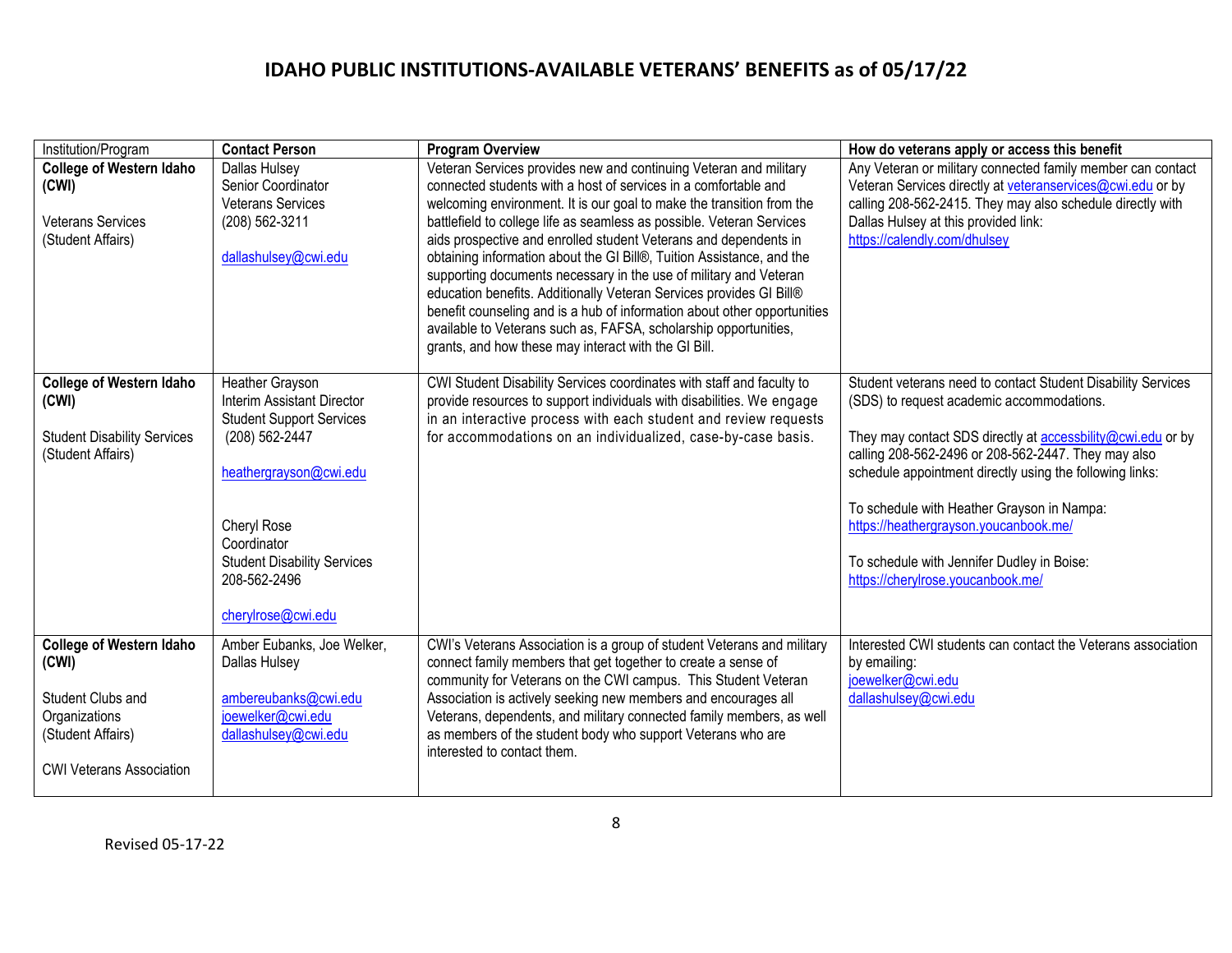# IDAHO PUBLIC INSTITUTIONS-AVAILABLE VETERANS' BENEFITS as of 05/17/22

| Institution/Program | Contact Person | Program Overview | How do veterans apply or access this benefit |
|---|---|---|---|
| **College of Western Idaho (CWI)**<br><br>Veterans Services (Student Affairs) | Dallas Hulsey<br>Senior Coordinator<br>Veterans Services<br>(208) 562-3211<br><br>dallashulsey@cwi.edu | Veteran Services provides new and continuing Veteran and military connected students with a host of services in a comfortable and welcoming environment. It is our goal to make the transition from the battlefield to college life as seamless as possible. Veteran Services aids prospective and enrolled student Veterans and dependents in obtaining information about the GI Bill®, Tuition Assistance, and the supporting documents necessary in the use of military and Veteran education benefits. Additionally Veteran Services provides GI Bill® benefit counseling and is a hub of information about other opportunities available to Veterans such as, FAFSA, scholarship opportunities, grants, and how these may interact with the GI Bill. | Any Veteran or military connected family member can contact Veteran Services directly at veteranservices@cwi.edu or by calling 208-562-2415. They may also schedule directly with Dallas Hulsey at this provided link: https://calendly.com/dhulsey |
| **College of Western Idaho (CWI)**<br><br>Student Disability Services (Student Affairs) | Heather Grayson<br>Interim Assistant Director<br>Student Support Services<br>(208) 562-2447<br><br>heathergrayson@cwi.edu<br><br>Cheryl Rose<br>Coordinator<br>Student Disability Services<br>208-562-2496<br><br>cherylrose@cwi.edu | CWI Student Disability Services coordinates with staff and faculty to provide resources to support individuals with disabilities. We engage in an interactive process with each student and review requests for accommodations on an individualized, case-by-case basis. | Student veterans need to contact Student Disability Services (SDS) to request academic accommodations.<br><br>They may contact SDS directly at accessbility@cwi.edu or by calling 208-562-2496 or 208-562-2447. They may also schedule appointment directly using the following links:<br><br>To schedule with Heather Grayson in Nampa: https://heathergrayson.youcanbook.me/<br><br>To schedule with Jennifer Dudley in Boise: https://cherylrose.youcanbook.me/ |
| **College of Western Idaho (CWI)**<br><br>Student Clubs and Organizations (Student Affairs)<br><br>CWI Veterans Association | Amber Eubanks, Joe Welker, Dallas Hulsey<br><br>ambereubanks@cwi.edu<br>joewelker@cwi.edu<br>dallashulsey@cwi.edu | CWI's Veterans Association is a group of student Veterans and military connect family members that get together to create a sense of community for Veterans on the CWI campus. This Student Veteran Association is actively seeking new members and encourages all Veterans, dependents, and military connected family members, as well as members of the student body who support Veterans who are interested to contact them. | Interested CWI students can contact the Veterans association by emailing:<br>joewelker@cwi.edu<br>dallashulsey@cwi.edu |

Revised 05-17-22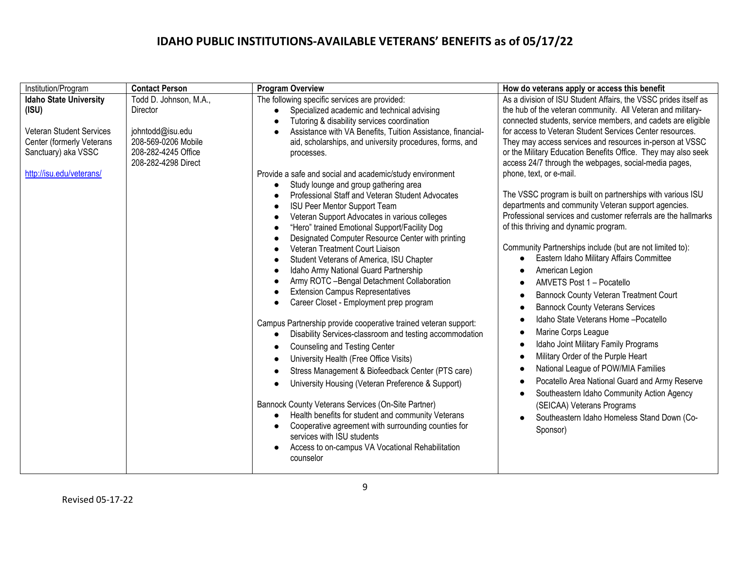# IDAHO PUBLIC INSTITUTIONS-AVAILABLE VETERANS' BENEFITS as of 05/17/22

| Institution/Program | **Contact Person** | **Program Overview** | **How do veterans apply or access this benefit** |
|---|---|---|---|
| **Idaho State University (ISU)**<br><br>Veteran Student Services Center (formerly Veterans Sanctuary) aka VSSC<br><br>http://isu.edu/veterans/ | Todd D. Johnson, M.A., Director<br><br>johntodd@isu.edu<br>208-569-0206 Mobile<br>208-282-4245 Office<br>208-282-4298 Direct | The following specific services are provided:<br>• Specialized academic and technical advising<br>• Tutoring & disability services coordination<br>• Assistance with VA Benefits, Tuition Assistance, financial-aid, scholarships, and university procedures, forms, and processes.<br><br>Provide a safe and social and academic/study environment<br>• Study lounge and group gathering area<br>• Professional Staff and Veteran Student Advocates<br>• ISU Peer Mentor Support Team<br>• Veteran Support Advocates in various colleges<br>• "Hero" trained Emotional Support/Facility Dog<br>• Designated Computer Resource Center with printing<br>• Veteran Treatment Court Liaison<br>• Student Veterans of America, ISU Chapter<br>• Idaho Army National Guard Partnership<br>• Army ROTC –Bengal Detachment Collaboration<br>• Extension Campus Representatives<br>• Career Closet - Employment prep program<br><br>Campus Partnership provide cooperative trained veteran support:<br>• Disability Services-classroom and testing accommodation<br>• Counseling and Testing Center<br>• University Health (Free Office Visits)<br>• Stress Management & Biofeedback Center (PTS care)<br>• University Housing (Veteran Preference & Support)<br><br>Bannock County Veterans Services (On-Site Partner)<br>• Health benefits for student and community Veterans<br>• Cooperative agreement with surrounding counties for services with ISU students<br>• Access to on-campus VA Vocational Rehabilitation counselor | As a division of ISU Student Affairs, the VSSC prides itself as the hub of the veteran community. All Veteran and military-connected students, service members, and cadets are eligible for access to Veteran Student Services Center resources. They may access services and resources in-person at VSSC or the Military Education Benefits Office. They may also seek access 24/7 through the webpages, social-media pages, phone, text, or e-mail.<br><br>The VSSC program is built on partnerships with various ISU departments and community Veteran support agencies. Professional services and customer referrals are the hallmarks of this thriving and dynamic program.<br><br>Community Partnerships include (but are not limited to):<br>• Eastern Idaho Military Affairs Committee<br>• American Legion<br>• AMVETS Post 1 – Pocatello<br>• Bannock County Veteran Treatment Court<br>• Bannock County Veterans Services<br>• Idaho State Veterans Home –Pocatello<br>• Marine Corps League<br>• Idaho Joint Military Family Programs<br>• Military Order of the Purple Heart<br>• National League of POW/MIA Families<br>• Pocatello Area National Guard and Army Reserve<br>• Southeastern Idaho Community Action Agency (SEICAA) Veterans Programs<br>• Southeastern Idaho Homeless Stand Down (Co-Sponsor) |

Revised 05-17-22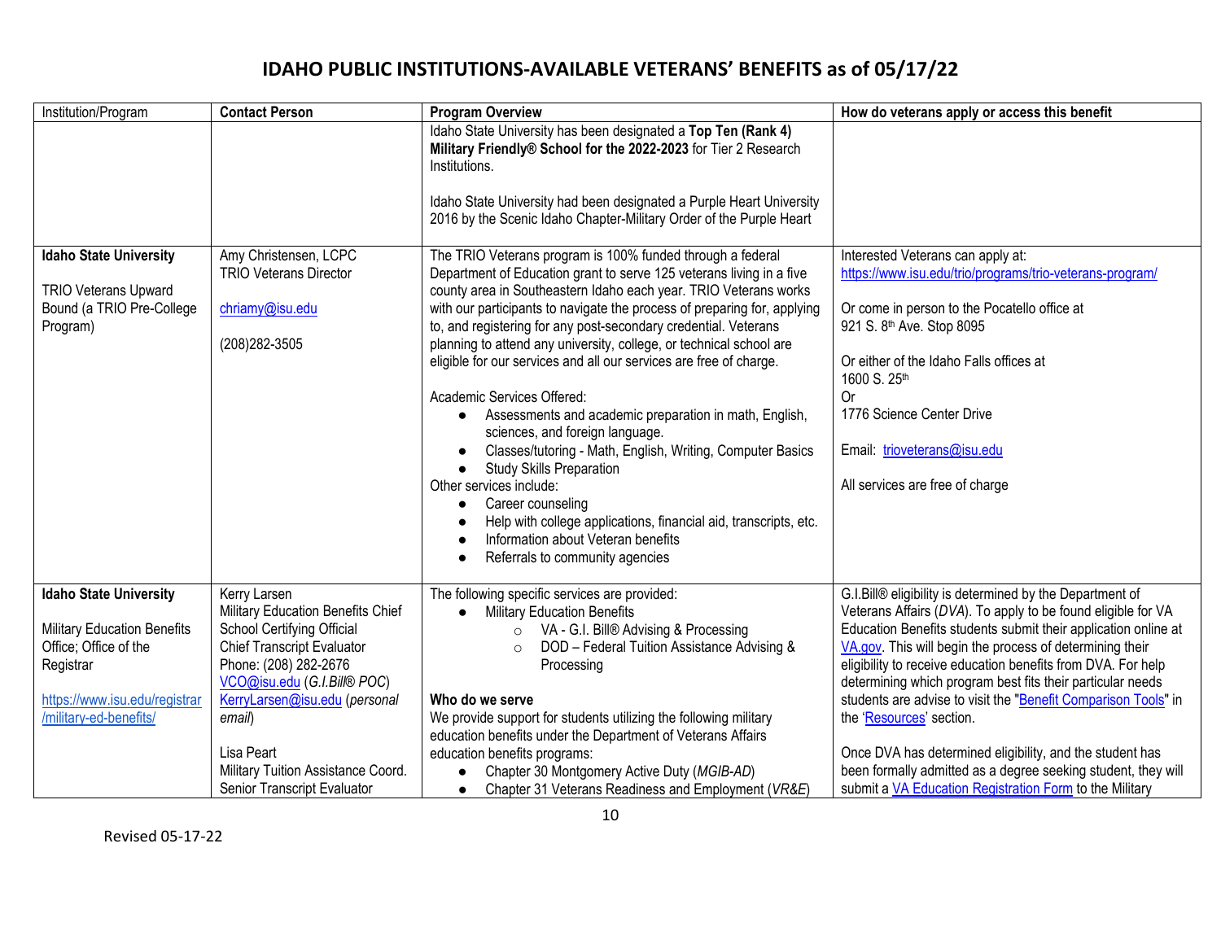# IDAHO PUBLIC INSTITUTIONS-AVAILABLE VETERANS' BENEFITS as of 05/17/22

| Institution/Program | Contact Person | Program Overview | How do veterans apply or access this benefit |
|---|---|---|---|
| | | Idaho State University has been designated a **Top Ten (Rank 4) Military Friendly® School for the 2022-2023** for Tier 2 Research Institutions.<br><br>Idaho State University had been designated a Purple Heart University 2016 by the Scenic Idaho Chapter-Military Order of the Purple Heart | |
| **Idaho State University**<br><br>TRIO Veterans Upward Bound (a TRIO Pre-College Program) | Amy Christensen, LCPC<br>TRIO Veterans Director<br><br>chriamy@isu.edu<br><br>(208)282-3505 | The TRIO Veterans program is 100% funded through a federal Department of Education grant to serve 125 veterans living in a five county area in Southeastern Idaho each year. TRIO Veterans works with our participants to navigate the process of preparing for, applying to, and registering for any post-secondary credential. Veterans planning to attend any university, college, or technical school are eligible for our services and all our services are free of charge.<br><br>Academic Services Offered:<br>● Assessments and academic preparation in math, English, sciences, and foreign language.<br>● Classes/tutoring - Math, English, Writing, Computer Basics<br>● Study Skills Preparation<br>Other services include:<br>● Career counseling<br>● Help with college applications, financial aid, transcripts, etc.<br>● Information about Veteran benefits<br>● Referrals to community agencies | Interested Veterans can apply at:<br>https://www.isu.edu/trio/programs/trio-veterans-program/<br><br>Or come in person to the Pocatello office at<br>921 S. 8th Ave. Stop 8095<br><br>Or either of the Idaho Falls offices at<br>1600 S. 25th<br>Or<br>1776 Science Center Drive<br><br>Email: trioveterans@isu.edu<br><br>All services are free of charge |
| **Idaho State University**<br><br>Military Education Benefits Office; Office of the Registrar<br><br>https://www.isu.edu/registrar/military-ed-benefits/ | Kerry Larsen<br>Military Education Benefits Chief<br>School Certifying Official<br>Chief Transcript Evaluator<br>Phone: (208) 282-2676<br>VCO@isu.edu (*G.I.Bill® POC*)<br>KerryLarsen@isu.edu (*personal email*)<br><br>Lisa Peart<br>Military Tuition Assistance Coord.<br>Senior Transcript Evaluator | The following specific services are provided:<br>● Military Education Benefits<br>○ VA - G.I. Bill® Advising & Processing<br>○ DOD – Federal Tuition Assistance Advising & Processing<br><br>**Who do we serve**<br>We provide support for students utilizing the following military education benefits under the Department of Veterans Affairs education benefits programs:<br>● Chapter 30 Montgomery Active Duty (*MGIB-AD*)<br>● Chapter 31 Veterans Readiness and Employment (*VR&E*) | G.I.Bill® eligibility is determined by the Department of Veterans Affairs (*DVA*). To apply to be found eligible for VA Education Benefits students submit their application online at VA.gov. This will begin the process of determining their eligibility to receive education benefits from DVA. For help determining which program best fits their particular needs students are advise to visit the "Benefit Comparison Tools" in the 'Resources' section.<br><br>Once DVA has determined eligibility, and the student has been formally admitted as a degree seeking student, they will submit a VA Education Registration Form to the Military |

Revised 05-17-22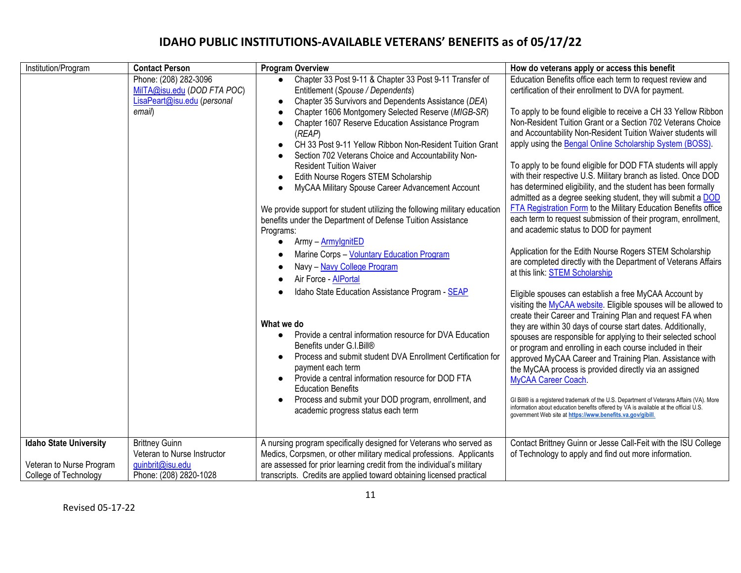# IDAHO PUBLIC INSTITUTIONS-AVAILABLE VETERANS' BENEFITS as of 05/17/22

| Institution/Program | Contact Person | Program Overview | How do veterans apply or access this benefit |
|---|---|---|---|
| | Phone: (208) 282-3096<br>MilTA@isu.edu (*DOD FTA POC*)<br>LisaPeart@isu.edu (*personal email*) | • Chapter 33 Post 9-11 & Chapter 33 Post 9-11 Transfer of Entitlement (*Spouse / Dependents*)<br>• Chapter 35 Survivors and Dependents Assistance (*DEA*)<br>• Chapter 1606 Montgomery Selected Reserve (*MIGB-SR*)<br>• Chapter 1607 Reserve Education Assistance Program (*REAP*)<br>• CH 33 Post 9-11 Yellow Ribbon Non-Resident Tuition Grant<br>• Section 702 Veterans Choice and Accountability Non-Resident Tuition Waiver<br>• Edith Nourse Rogers STEM Scholarship<br>• MyCAA Military Spouse Career Advancement Account<br><br>We provide support for student utilizing the following military education benefits under the Department of Defense Tuition Assistance Programs:<br>• Army – ArmyIgnitED<br>• Marine Corps – Voluntary Education Program<br>• Navy – Navy College Program<br>• Air Force - AIPortal<br>• Idaho State Education Assistance Program - SEAP<br><br>**What we do**<br>• Provide a central information resource for DVA Education Benefits under G.I.Bill®<br>• Process and submit student DVA Enrollment Certification for payment each term<br>• Provide a central information resource for DOD FTA Education Benefits<br>• Process and submit your DOD program, enrollment, and academic progress status each term | Education Benefits office each term to request review and certification of their enrollment to DVA for payment.<br><br>To apply to be found eligible to receive a CH 33 Yellow Ribbon Non-Resident Tuition Grant or a Section 702 Veterans Choice and Accountability Non-Resident Tuition Waiver students will apply using the Bengal Online Scholarship System (BOSS).<br><br>To apply to be found eligible for DOD FTA students will apply with their respective U.S. Military branch as listed. Once DOD has determined eligibility, and the student has been formally admitted as a degree seeking student, they will submit a DOD FTA Registration Form to the Military Education Benefits office each term to request submission of their program, enrollment, and academic status to DOD for payment<br><br>Application for the Edith Nourse Rogers STEM Scholarship are completed directly with the Department of Veterans Affairs at this link: STEM Scholarship<br><br>Eligible spouses can establish a free MyCAA Account by visiting the MyCAA website. Eligible spouses will be allowed to create their Career and Training Plan and request FA when they are within 30 days of course start dates. Additionally, spouses are responsible for applying to their selected school or program and enrolling in each course included in their approved MyCAA Career and Training Plan. Assistance with the MyCAA process is provided directly via an assigned MyCAA Career Coach.<br><br>GI Bill® is a registered trademark of the U.S. Department of Veterans Affairs (VA). More information about education benefits offered by VA is available at the official U.S. government Web site at **https://www.benefits.va.gov/gibill**. |
| **Idaho State University**<br><br>Veteran to Nurse Program<br>College of Technology | Brittney Guinn<br>Veteran to Nurse Instructor<br>guinbrit@isu.edu<br>Phone: (208) 2820-1028 | A nursing program specifically designed for Veterans who served as Medics, Corpsmen, or other military medical professions. Applicants are assessed for prior learning credit from the individual's military transcripts. Credits are applied toward obtaining licensed practical | Contact Brittney Guinn or Jesse Call-Feit with the ISU College of Technology to apply and find out more information. |

Revised 05-17-22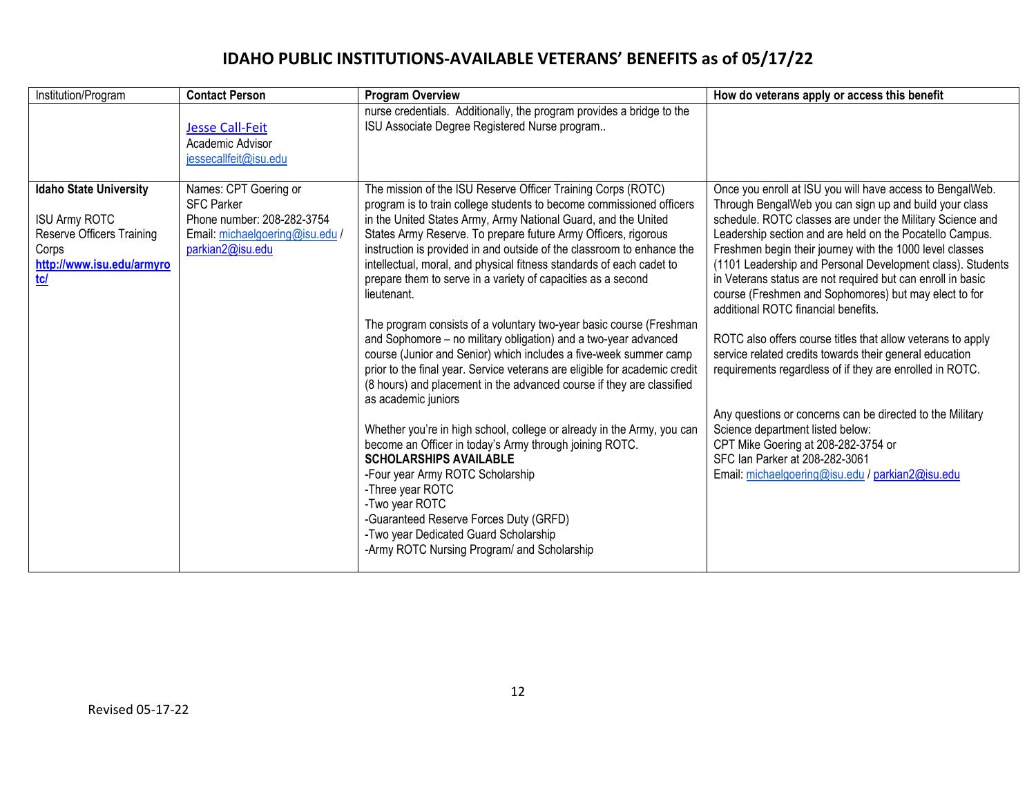# IDAHO PUBLIC INSTITUTIONS-AVAILABLE VETERANS' BENEFITS as of 05/17/22

| Institution/Program | Contact Person | Program Overview | How do veterans apply or access this benefit |
|---|---|---|---|
| | Jesse Call-Feit<br>Academic Advisor<br>jessecallfeit@isu.edu | nurse credentials. Additionally, the program provides a bridge to the ISU Associate Degree Registered Nurse program.. | |
| **Idaho State University**<br><br>ISU Army ROTC<br>Reserve Officers Training Corps<br>**http://www.isu.edu/armyrotc/** | Names: CPT Goering or SFC Parker<br>Phone number: 208-282-3754<br>Email: michaelgoering@isu.edu / parkian2@isu.edu | The mission of the ISU Reserve Officer Training Corps (ROTC) program is to train college students to become commissioned officers in the United States Army, Army National Guard, and the United States Army Reserve. To prepare future Army Officers, rigorous instruction is provided in and outside of the classroom to enhance the intellectual, moral, and physical fitness standards of each cadet to prepare them to serve in a variety of capacities as a second lieutenant.<br><br>The program consists of a voluntary two-year basic course (Freshman and Sophomore – no military obligation) and a two-year advanced course (Junior and Senior) which includes a five-week summer camp prior to the final year. Service veterans are eligible for academic credit (8 hours) and placement in the advanced course if they are classified as academic juniors<br><br>Whether you're in high school, college or already in the Army, you can become an Officer in today's Army through joining ROTC.<br>**SCHOLARSHIPS AVAILABLE**<br>-Four year Army ROTC Scholarship<br>-Three year ROTC<br>-Two year ROTC<br>-Guaranteed Reserve Forces Duty (GRFD)<br>-Two year Dedicated Guard Scholarship<br>-Army ROTC Nursing Program/ and Scholarship | Once you enroll at ISU you will have access to BengalWeb. Through BengalWeb you can sign up and build your class schedule. ROTC classes are under the Military Science and Leadership section and are held on the Pocatello Campus. Freshmen begin their journey with the 1000 level classes (1101 Leadership and Personal Development class). Students in Veterans status are not required but can enroll in basic course (Freshmen and Sophomores) but may elect to for additional ROTC financial benefits.<br><br>ROTC also offers course titles that allow veterans to apply service related credits towards their general education requirements regardless of if they are enrolled in ROTC.<br><br>Any questions or concerns can be directed to the Military Science department listed below:<br>CPT Mike Goering at 208-282-3754 or<br>SFC Ian Parker at 208-282-3061<br>Email: michaelgoering@isu.edu / parkian2@isu.edu |

Revised 05-17-22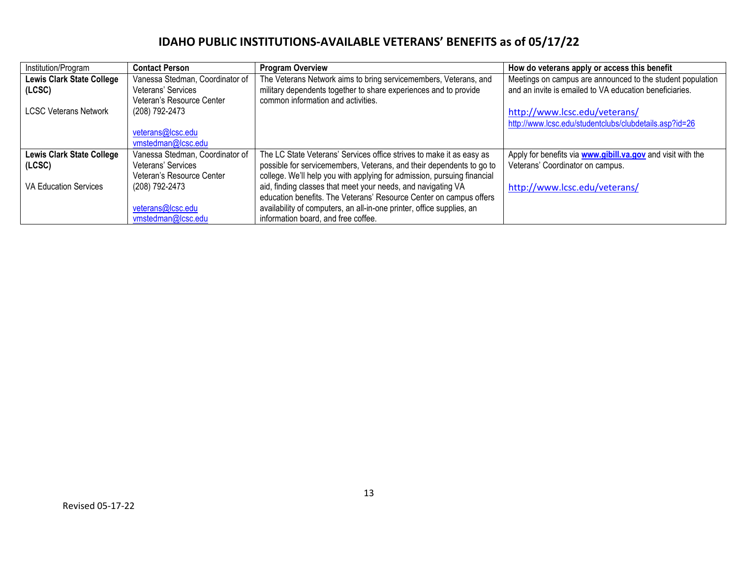# IDAHO PUBLIC INSTITUTIONS-AVAILABLE VETERANS' BENEFITS as of 05/17/22

| Institution/Program | Contact Person | Program Overview | How do veterans apply or access this benefit |
|---|---|---|---|
| **Lewis Clark State College (LCSC)**<br><br>LCSC Veterans Network | Vanessa Stedman, Coordinator of Veterans' Services<br>Veteran's Resource Center<br>(208) 792-2473<br><br>veterans@lcsc.edu<br>vmstedman@lcsc.edu | The Veterans Network aims to bring servicemembers, Veterans, and military dependents together to share experiences and to provide common information and activities. | Meetings on campus are announced to the student population and an invite is emailed to VA education beneficiaries.<br><br>http://www.lcsc.edu/veterans/<br>http://www.lcsc.edu/studentclubs/clubdetails.asp?id=26 |
| **Lewis Clark State College (LCSC)**<br><br>VA Education Services | Vanessa Stedman, Coordinator of Veterans' Services<br>Veteran's Resource Center<br>(208) 792-2473<br><br>veterans@lcsc.edu<br>vmstedman@lcsc.edu | The LC State Veterans' Services office strives to make it as easy as possible for servicemembers, Veterans, and their dependents to go to college. We'll help you with applying for admission, pursuing financial aid, finding classes that meet your needs, and navigating VA education benefits. The Veterans' Resource Center on campus offers availability of computers, an all-in-one printer, office supplies, an information board, and free coffee. | Apply for benefits via **www.gibill.va.gov** and visit with the Veterans' Coordinator on campus.<br><br>http://www.lcsc.edu/veterans/ |

Revised 05-17-22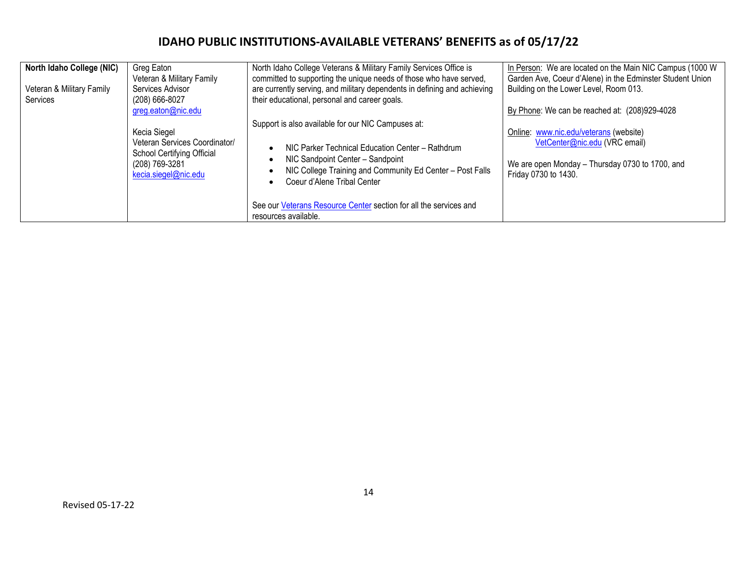# IDAHO PUBLIC INSTITUTIONS-AVAILABLE VETERANS' BENEFITS as of 05/17/22

| | | | |
|---|---|---|---|
| **North Idaho College (NIC)**<br><br>Veteran & Military Family Services | Greg Eaton<br>Veteran & Military Family Services Advisor<br>(208) 666-8027<br>greg.eaton@nic.edu<br><br>Kecia Siegel<br>Veteran Services Coordinator/ School Certifying Official<br>(208) 769-3281<br>kecia.siegel@nic.edu | North Idaho College Veterans & Military Family Services Office is committed to supporting the unique needs of those who have served, are currently serving, and military dependents in defining and achieving their educational, personal and career goals.<br><br>Support is also available for our NIC Campuses at:<br><br>• NIC Parker Technical Education Center – Rathdrum<br>• NIC Sandpoint Center – Sandpoint<br>• NIC College Training and Community Ed Center – Post Falls<br>• Coeur d'Alene Tribal Center<br><br>See our Veterans Resource Center section for all the services and resources available. | In Person: We are located on the Main NIC Campus (1000 W Garden Ave, Coeur d'Alene) in the Edminster Student Union Building on the Lower Level, Room 013.<br><br>By Phone: We can be reached at: (208)929-4028<br><br>Online: www.nic.edu/veterans (website)<br>VetCenter@nic.edu (VRC email)<br><br>We are open Monday – Thursday 0730 to 1700, and Friday 0730 to 1430. |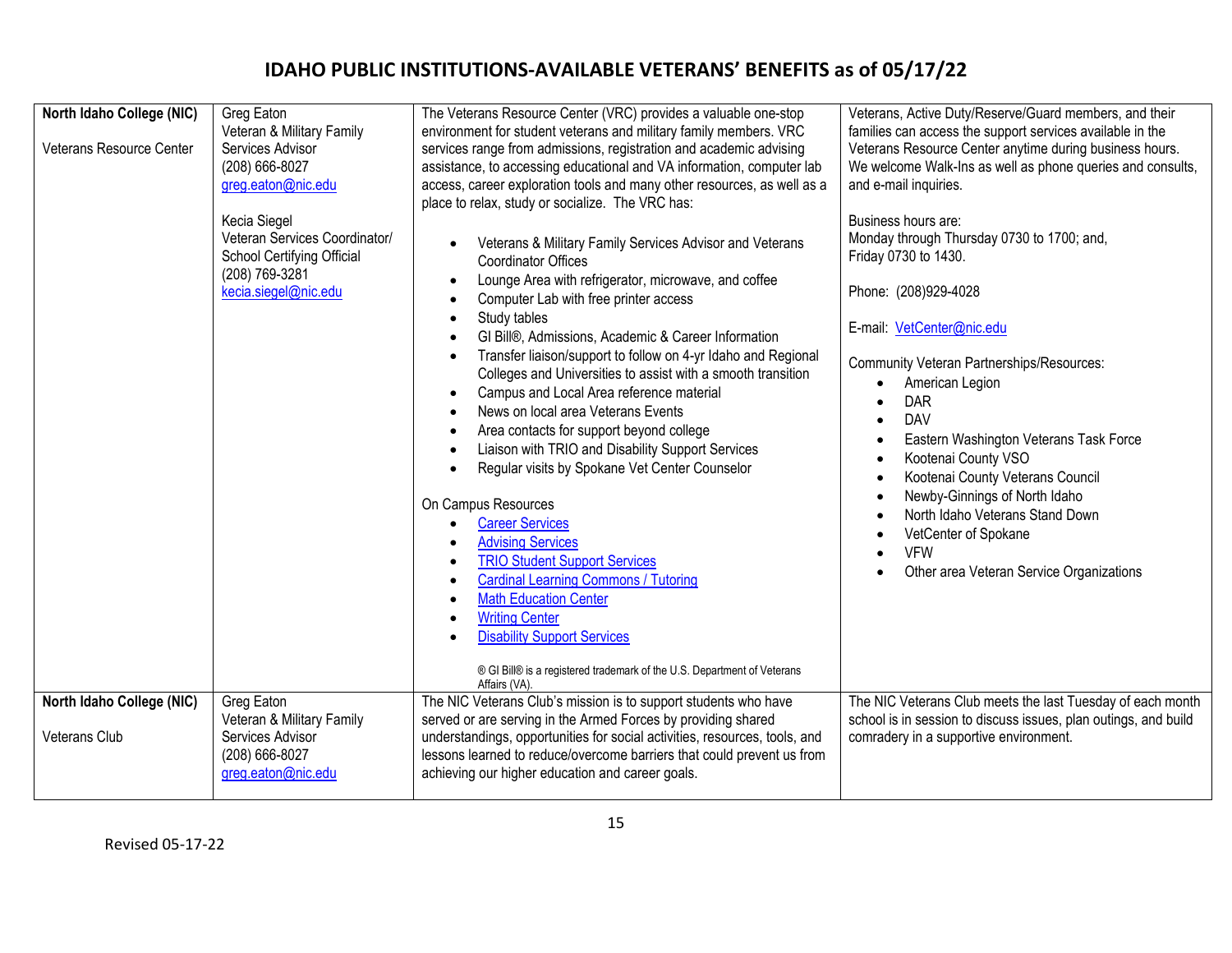# IDAHO PUBLIC INSTITUTIONS-AVAILABLE VETERANS' BENEFITS as of 05/17/22

| | | | |
|---|---|---|---|
| **North Idaho College (NIC)**<br><br>Veterans Resource Center | Greg Eaton<br>Veteran & Military Family Services Advisor<br>(208) 666-8027<br>greg.eaton@nic.edu<br><br>Kecia Siegel<br>Veteran Services Coordinator/ School Certifying Official<br>(208) 769-3281<br>kecia.siegel@nic.edu | The Veterans Resource Center (VRC) provides a valuable one-stop environment for student veterans and military family members. VRC services range from admissions, registration and academic advising assistance, to accessing educational and VA information, computer lab access, career exploration tools and many other resources, as well as a place to relax, study or socialize. The VRC has:<br><br>• Veterans & Military Family Services Advisor and Veterans Coordinator Offices<br>• Lounge Area with refrigerator, microwave, and coffee<br>• Computer Lab with free printer access<br>• Study tables<br>• GI Bill®, Admissions, Academic & Career Information<br>• Transfer liaison/support to follow on 4-yr Idaho and Regional Colleges and Universities to assist with a smooth transition<br>• Campus and Local Area reference material<br>• News on local area Veterans Events<br>• Area contacts for support beyond college<br>• Liaison with TRIO and Disability Support Services<br>• Regular visits by Spokane Vet Center Counselor<br><br>On Campus Resources<br>• Career Services<br>• Advising Services<br>• TRIO Student Support Services<br>• Cardinal Learning Commons / Tutoring<br>• Math Education Center<br>• Writing Center<br>• Disability Support Services<br><br>® GI Bill® is a registered trademark of the U.S. Department of Veterans Affairs (VA). | Veterans, Active Duty/Reserve/Guard members, and their families can access the support services available in the Veterans Resource Center anytime during business hours. We welcome Walk-Ins as well as phone queries and consults, and e-mail inquiries.<br><br>Business hours are:<br>Monday through Thursday 0730 to 1700; and,<br>Friday 0730 to 1430.<br><br>Phone: (208)929-4028<br><br>E-mail: VetCenter@nic.edu<br><br>Community Veteran Partnerships/Resources:<br>• American Legion<br>• DAR<br>• DAV<br>• Eastern Washington Veterans Task Force<br>• Kootenai County VSO<br>• Kootenai County Veterans Council<br>• Newby-Ginnings of North Idaho<br>• North Idaho Veterans Stand Down<br>• VetCenter of Spokane<br>• VFW<br>• Other area Veteran Service Organizations |
| **North Idaho College (NIC)**<br><br>Veterans Club | Greg Eaton<br>Veteran & Military Family Services Advisor<br>(208) 666-8027<br>greg.eaton@nic.edu | The NIC Veterans Club's mission is to support students who have served or are serving in the Armed Forces by providing shared understandings, opportunities for social activities, resources, tools, and lessons learned to reduce/overcome barriers that could prevent us from achieving our higher education and career goals. | The NIC Veterans Club meets the last Tuesday of each month school is in session to discuss issues, plan outings, and build comradery in a supportive environment. |

Revised 05-17-22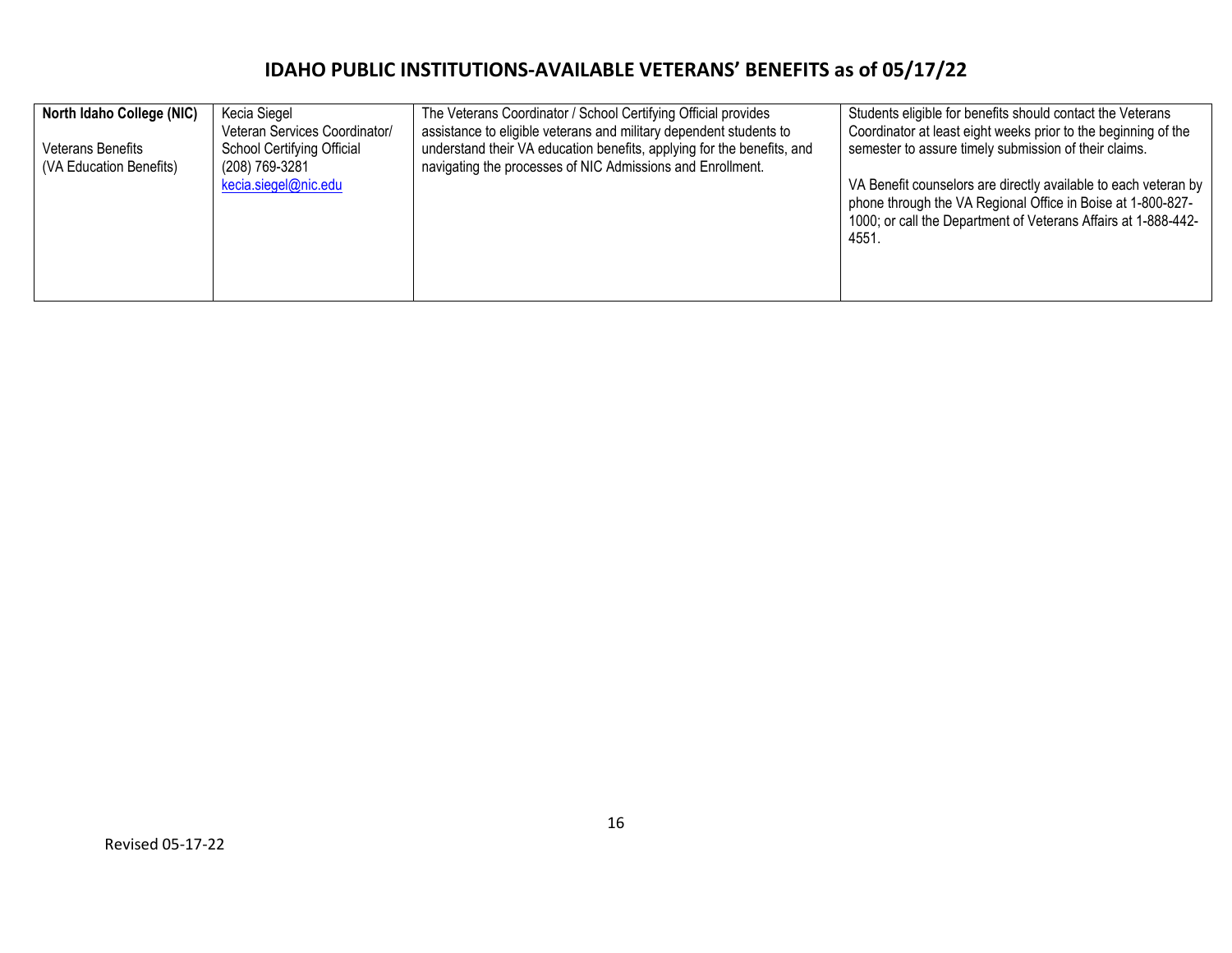# IDAHO PUBLIC INSTITUTIONS-AVAILABLE VETERANS' BENEFITS as of 05/17/22

| | | | |
|---|---|---|---|
| **North Idaho College (NIC)**<br><br>Veterans Benefits<br>(VA Education Benefits) | Kecia Siegel<br>Veteran Services Coordinator/<br>School Certifying Official<br>(208) 769-3281<br>kecia.siegel@nic.edu | The Veterans Coordinator / School Certifying Official provides assistance to eligible veterans and military dependent students to understand their VA education benefits, applying for the benefits, and navigating the processes of NIC Admissions and Enrollment. | Students eligible for benefits should contact the Veterans Coordinator at least eight weeks prior to the beginning of the semester to assure timely submission of their claims.<br><br>VA Benefit counselors are directly available to each veteran by phone through the VA Regional Office in Boise at 1-800-827-1000; or call the Department of Veterans Affairs at 1-888-442-4551. |

Revised 05-17-22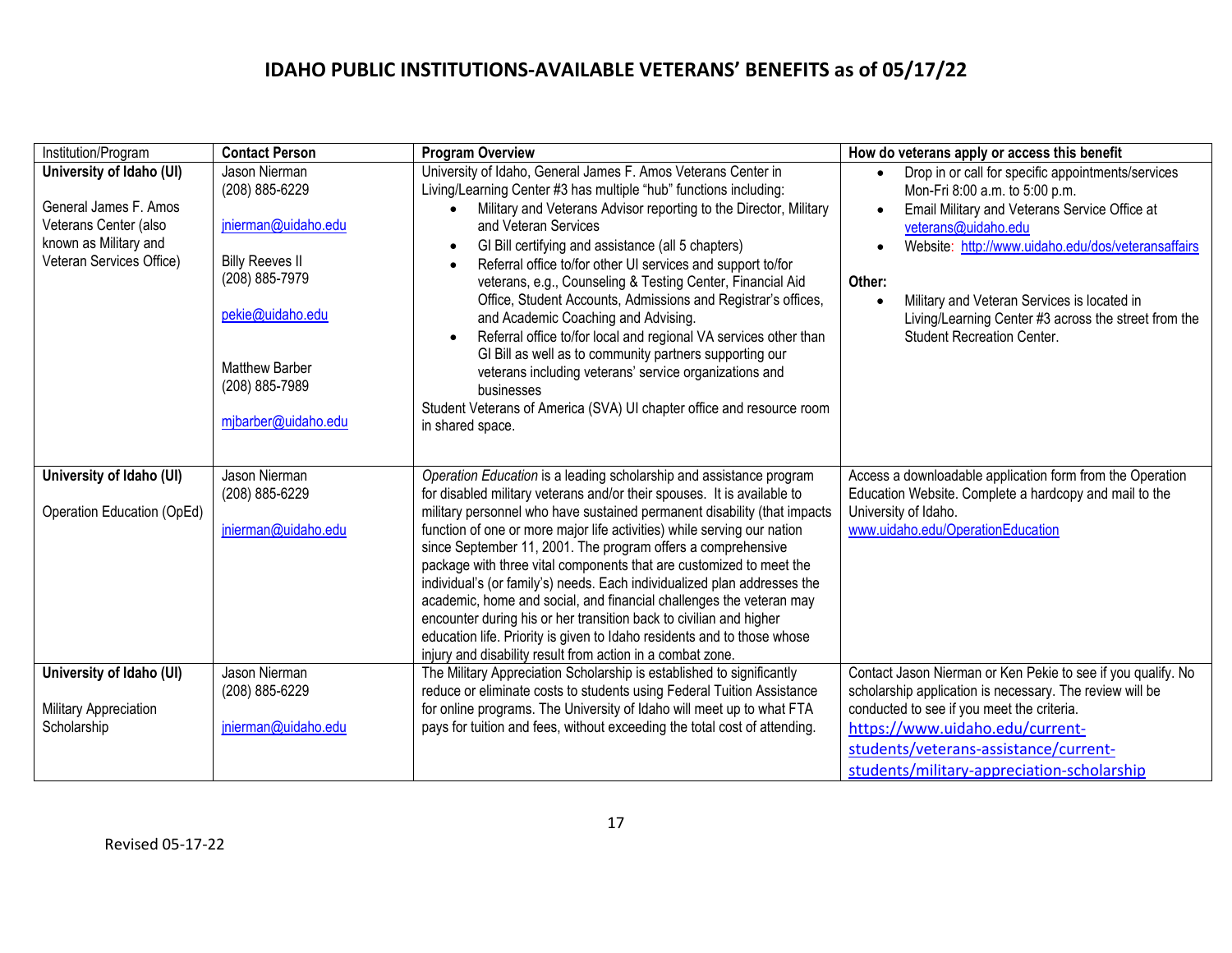# IDAHO PUBLIC INSTITUTIONS-AVAILABLE VETERANS' BENEFITS as of 05/17/22

| Institution/Program | **Contact Person** | **Program Overview** | **How do veterans apply or access this benefit** |
|---|---|---|---|
| **University of Idaho (UI)**<br><br>General James F. Amos Veterans Center (also known as Military and Veteran Services Office) | Jason Nierman<br>(208) 885-6229<br><br>jnierman@uidaho.edu<br><br>Billy Reeves II<br>(208) 885-7979<br><br>pekie@uidaho.edu<br><br>Matthew Barber<br>(208) 885-7989<br><br>mjbarber@uidaho.edu | University of Idaho, General James F. Amos Veterans Center in Living/Learning Center #3 has multiple "hub" functions including:<br>• Military and Veterans Advisor reporting to the Director, Military and Veteran Services<br>• GI Bill certifying and assistance (all 5 chapters)<br>• Referral office to/for other UI services and support to/for veterans, e.g., Counseling & Testing Center, Financial Aid Office, Student Accounts, Admissions and Registrar's offices, and Academic Coaching and Advising.<br>• Referral office to/for local and regional VA services other than GI Bill as well as to community partners supporting our veterans including veterans' service organizations and businesses<br>Student Veterans of America (SVA) UI chapter office and resource room in shared space. | • Drop in or call for specific appointments/services Mon-Fri 8:00 a.m. to 5:00 p.m.<br>• Email Military and Veterans Service Office at veterans@uidaho.edu<br>• Website: http://www.uidaho.edu/dos/veteransaffairs<br><br>**Other:**<br>• Military and Veteran Services is located in Living/Learning Center #3 across the street from the Student Recreation Center. |
| **University of Idaho (UI)**<br><br>Operation Education (OpEd) | Jason Nierman<br>(208) 885-6229<br><br>jnierman@uidaho.edu | *Operation Education* is a leading scholarship and assistance program for disabled military veterans and/or their spouses. It is available to military personnel who have sustained permanent disability (that impacts function of one or more major life activities) while serving our nation since September 11, 2001. The program offers a comprehensive package with three vital components that are customized to meet the individual's (or family's) needs. Each individualized plan addresses the academic, home and social, and financial challenges the veteran may encounter during his or her transition back to civilian and higher education life. Priority is given to Idaho residents and to those whose injury and disability result from action in a combat zone. | Access a downloadable application form from the Operation Education Website. Complete a hardcopy and mail to the University of Idaho.<br>www.uidaho.edu/OperationEducation |
| **University of Idaho (UI)**<br><br>Military Appreciation Scholarship | Jason Nierman<br>(208) 885-6229<br><br>jnierman@uidaho.edu | The Military Appreciation Scholarship is established to significantly reduce or eliminate costs to students using Federal Tuition Assistance for online programs. The University of Idaho will meet up to what FTA pays for tuition and fees, without exceeding the total cost of attending. | Contact Jason Nierman or Ken Pekie to see if you qualify. No scholarship application is necessary. The review will be conducted to see if you meet the criteria.<br>https://www.uidaho.edu/current-students/veterans-assistance/current-students/military-appreciation-scholarship |

Revised 05-17-22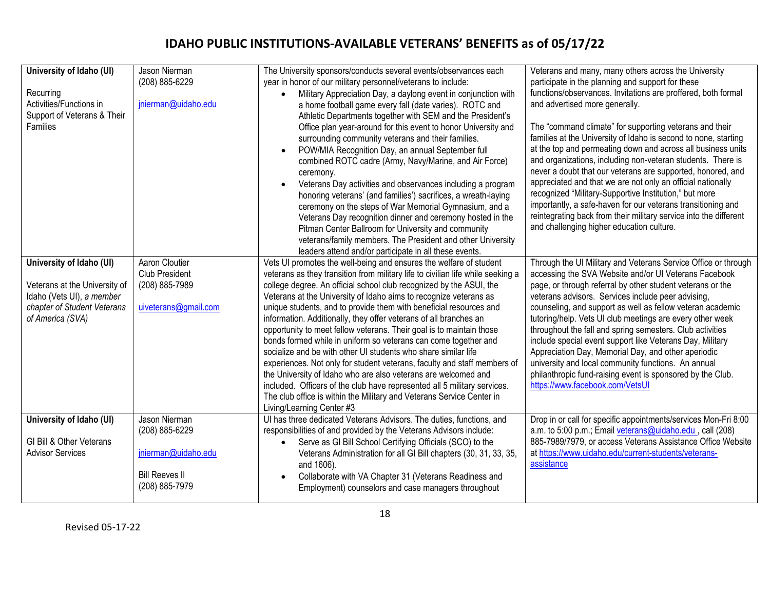# IDAHO PUBLIC INSTITUTIONS-AVAILABLE VETERANS' BENEFITS as of 05/17/22

| | | | |
|---|---|---|---|
| **University of Idaho (UI)**<br><br>Recurring Activities/Functions in Support of Veterans & Their Families | Jason Nierman<br>(208) 885-6229<br><br>jnierman@uidaho.edu | The University sponsors/conducts several events/observances each year in honor of our military personnel/veterans to include:<br>• Military Appreciation Day, a daylong event in conjunction with a home football game every fall (date varies). ROTC and Athletic Departments together with SEM and the President's Office plan year-around for this event to honor University and surrounding community veterans and their families.<br>• POW/MIA Recognition Day, an annual September full combined ROTC cadre (Army, Navy/Marine, and Air Force) ceremony.<br>• Veterans Day activities and observances including a program honoring veterans' (and families') sacrifices, a wreath-laying ceremony on the steps of War Memorial Gymnasium, and a Veterans Day recognition dinner and ceremony hosted in the Pitman Center Ballroom for University and community veterans/family members. The President and other University leaders attend and/or participate in all these events. | Veterans and many, many others across the University participate in the planning and support for these functions/observances. Invitations are proffered, both formal and advertised more generally.<br><br>The "command climate" for supporting veterans and their families at the University of Idaho is second to none, starting at the top and permeating down and across all business units and organizations, including non-veteran students. There is never a doubt that our veterans are supported, honored, and appreciated and that we are not only an official nationally recognized "Military-Supportive Institution," but more importantly, a safe-haven for our veterans transitioning and reintegrating back from their military service into the different and challenging higher education culture. |
| **University of Idaho (UI)**<br><br>Veterans at the University of Idaho (Vets UI), *a member chapter of Student Veterans of America (SVA)* | Aaron Cloutier<br>Club President<br>(208) 885-7989<br><br>uiveterans@gmail.com | Vets UI promotes the well-being and ensures the welfare of student veterans as they transition from military life to civilian life while seeking a college degree. An official school club recognized by the ASUI, the Veterans at the University of Idaho aims to recognize veterans as unique students, and to provide them with beneficial resources and information. Additionally, they offer veterans of all branches an opportunity to meet fellow veterans. Their goal is to maintain those bonds formed while in uniform so veterans can come together and socialize and be with other UI students who share similar life experiences. Not only for student veterans, faculty and staff members of the University of Idaho who are also veterans are welcomed and included. Officers of the club have represented all 5 military services. The club office is within the Military and Veterans Service Center in Living/Learning Center #3 | Through the UI Military and Veterans Service Office or through accessing the SVA Website and/or UI Veterans Facebook page, or through referral by other student veterans or the veterans advisors. Services include peer advising, counseling, and support as well as fellow veteran academic tutoring/help. Vets UI club meetings are every other week throughout the fall and spring semesters. Club activities include special event support like Veterans Day, Military Appreciation Day, Memorial Day, and other aperiodic university and local community functions. An annual philanthropic fund-raising event is sponsored by the Club. https://www.facebook.com/VetsUI |
| **University of Idaho (UI)**<br><br>GI Bill & Other Veterans Advisor Services | Jason Nierman<br>(208) 885-6229<br><br>jnierman@uidaho.edu<br><br>Bill Reeves II<br>(208) 885-7979 | UI has three dedicated Veterans Advisors. The duties, functions, and responsibilities of and provided by the Veterans Advisors include:<br>• Serve as GI Bill School Certifying Officials (SCO) to the Veterans Administration for all GI Bill chapters (30, 31, 33, 35, and 1606).<br>• Collaborate with VA Chapter 31 (Veterans Readiness and Employment) counselors and case managers throughout | Drop in or call for specific appointments/services Mon-Fri 8:00 a.m. to 5:00 p.m.; Email veterans@uidaho.edu , call (208) 885-7989/7979, or access Veterans Assistance Office Website at https://www.uidaho.edu/current-students/veterans-assistance |

Revised 05-17-22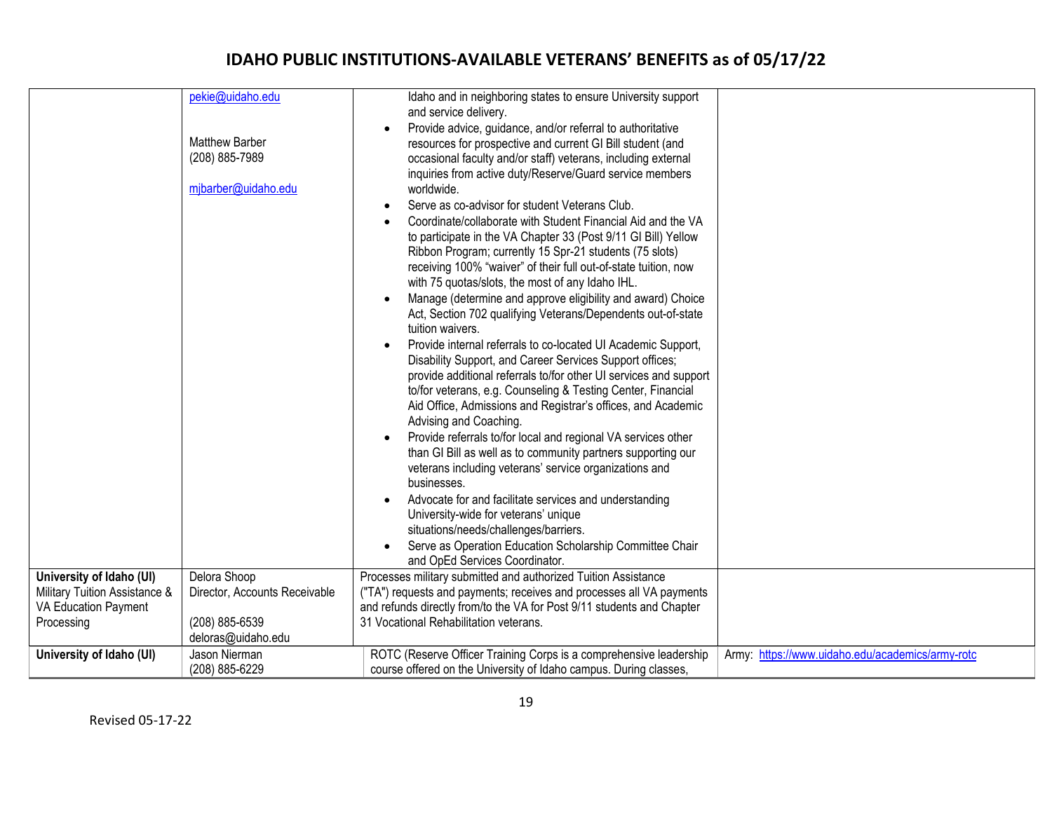| | | | |
|---|---|---|---|
| | pekie@uidaho.edu<br><br>Matthew Barber<br>(208) 885-7989<br><br>mjbarber@uidaho.edu | Idaho and in neighboring states to ensure University support and service delivery.<br>• Provide advice, guidance, and/or referral to authoritative resources for prospective and current GI Bill student (and occasional faculty and/or staff) veterans, including external inquiries from active duty/Reserve/Guard service members worldwide.<br>• Serve as co-advisor for student Veterans Club.<br>• Coordinate/collaborate with Student Financial Aid and the VA to participate in the VA Chapter 33 (Post 9/11 GI Bill) Yellow Ribbon Program; currently 15 Spr-21 students (75 slots) receiving 100% "waiver" of their full out-of-state tuition, now with 75 quotas/slots, the most of any Idaho IHL.<br>• Manage (determine and approve eligibility and award) Choice Act, Section 702 qualifying Veterans/Dependents out-of-state tuition waivers.<br>• Provide internal referrals to co-located UI Academic Support, Disability Support, and Career Services Support offices; provide additional referrals to/for other UI services and support to/for veterans, e.g. Counseling & Testing Center, Financial Aid Office, Admissions and Registrar's offices, and Academic Advising and Coaching.<br>• Provide referrals to/for local and regional VA services other than GI Bill as well as to community partners supporting our veterans including veterans' service organizations and businesses.<br>• Advocate for and facilitate services and understanding University-wide for veterans' unique situations/needs/challenges/barriers.<br>• Serve as Operation Education Scholarship Committee Chair and OpEd Services Coordinator. | |
| **University of Idaho (UI)**<br>Military Tuition Assistance & VA Education Payment Processing | Delora Shoop<br>Director, Accounts Receivable<br><br>(208) 885-6539<br>deloras@uidaho.edu | Processes military submitted and authorized Tuition Assistance ("TA") requests and payments; receives and processes all VA payments and refunds directly from/to the VA for Post 9/11 students and Chapter 31 Vocational Rehabilitation veterans. | |
| **University of Idaho (UI)** | Jason Nierman<br>(208) 885-6229 | ROTC (Reserve Officer Training Corps is a comprehensive leadership course offered on the University of Idaho campus. During classes, | Army: https://www.uidaho.edu/academics/army-rotc |

Revised 05-17-22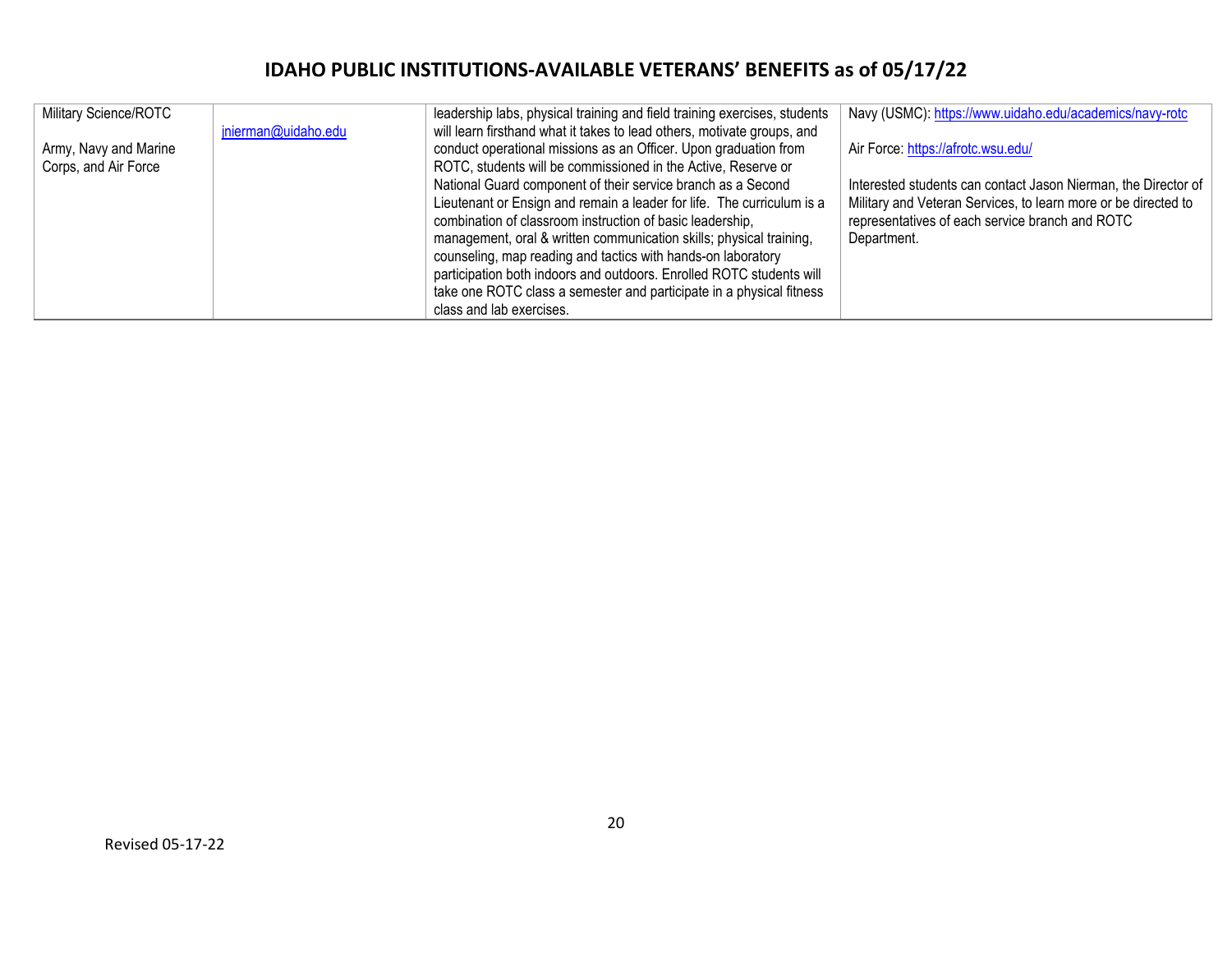# IDAHO PUBLIC INSTITUTIONS-AVAILABLE VETERANS' BENEFITS as of 05/17/22

| | | | |
|---|---|---|---|
| Military Science/ROTC<br><br>Army, Navy and Marine Corps, and Air Force | jnierman@uidaho.edu | leadership labs, physical training and field training exercises, students will learn firsthand what it takes to lead others, motivate groups, and conduct operational missions as an Officer. Upon graduation from ROTC, students will be commissioned in the Active, Reserve or National Guard component of their service branch as a Second Lieutenant or Ensign and remain a leader for life. The curriculum is a combination of classroom instruction of basic leadership, management, oral & written communication skills; physical training, counseling, map reading and tactics with hands-on laboratory participation both indoors and outdoors. Enrolled ROTC students will take one ROTC class a semester and participate in a physical fitness class and lab exercises. | Navy (USMC): https://www.uidaho.edu/academics/navy-rotc<br><br>Air Force: https://afrotc.wsu.edu/<br><br>Interested students can contact Jason Nierman, the Director of Military and Veteran Services, to learn more or be directed to representatives of each service branch and ROTC Department. |

Revised 05-17-22